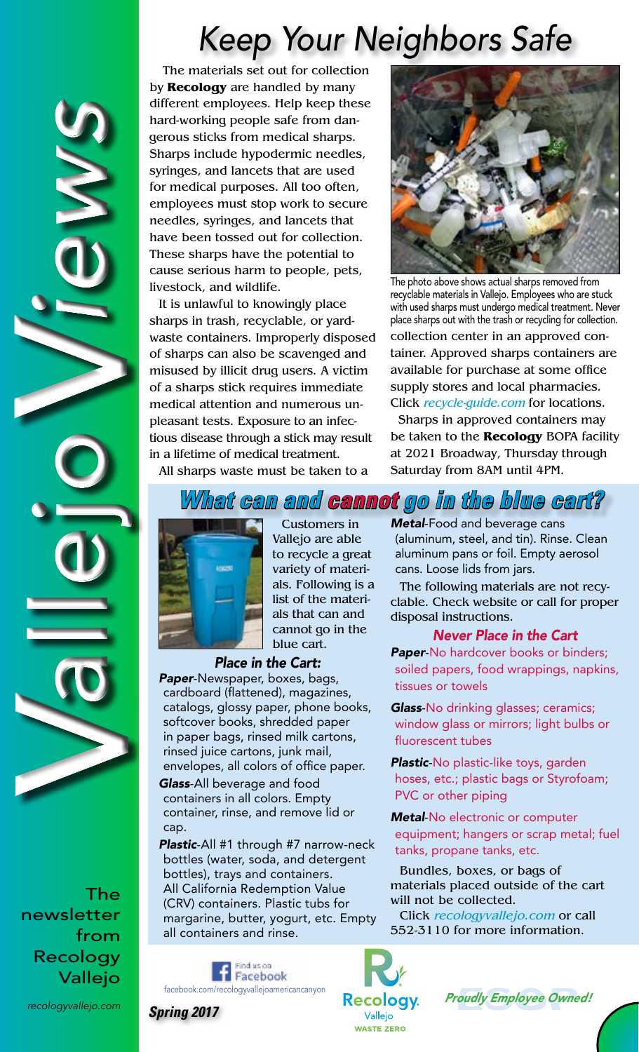# Keep Your Neighbors Safe

The materials set out for collection by **Recology** are handled by many different employees. Help keep these hard-working people safe from dangerous sticks from medical sharps. Sharps include hypodermic needles, syringes, and lancets that are used for medical purposes. All too often, employees must stop work to secure needles, syringes, and lancets that have been tossed out for collection. These sharps have the potential to cause serious harm to people, pets, livestock, and wildlife.

It is unlawful to knowingly place sharps in trash, recyclable, or yard-waste containers. Improperly disposed of sharps can also be scavenged and misused by illicit drug users. A victim of a sharps stick requires immediate medical attention and numerous unpleasant tests. Exposure to an infectious disease through a stick may result in a lifetime of medical treatment.

The photo above shows actual sharps removed from recyclable materials in Vallejo. Employees who are stuck with used sharps must undergo medical treatment. Never place sharps out with the trash or recycling for collection.

All sharps waste must be taken to a collection center in an approved container. Approved sharps containers are available for purchase at some office supply stores and local pharmacies. Click *recycle-guide.com* for locations.

Sharps in approved containers may be taken to the **Recology** BOPA facility at 2021 Broadway, Thursday through Saturday from 8AM until 4PM.

## What can and cannot go in the blue cart?

Customers in Vallejo are able to recycle a great variety of materials. Following is a list of the materials that can and cannot go in the blue cart.

### Place in the Cart:

***Paper***-Newspaper, boxes, bags, cardboard (flattened), magazines, catalogs, glossy paper, phone books, softcover books, shredded paper in paper bags, rinsed milk cartons, rinsed juice cartons, junk mail, envelopes, all colors of office paper.

***Glass***-All beverage and food containers in all colors. Empty container, rinse, and remove lid or cap.

***Plastic***-All #1 through #7 narrow-neck bottles (water, soda, and detergent bottles), trays and containers. All California Redemption Value (CRV) containers. Plastic tubs for margarine, butter, yogurt, etc. Empty all containers and rinse.

***Metal***-Food and beverage cans (aluminum, steel, and tin). Rinse. Clean aluminum pans or foil. Empty aerosol cans. Loose lids from jars.

The following materials are not recyclable. Check website or call for proper disposal instructions.

### Never Place in the Cart

***Paper***-No hardcover books or binders; soiled papers, food wrappings, napkins, tissues or towels

***Glass***-No drinking glasses; ceramics; window glass or mirrors; light bulbs or fluorescent tubes

***Plastic***-No plastic-like toys, garden hoses, etc.; plastic bags or Styrofoam; PVC or other piping

***Metal***-No electronic or computer equipment; hangers or scrap metal; fuel tanks, propane tanks, etc.

Bundles, boxes, or bags of materials placed outside of the cart will not be collected.

Click *recologyvallejo.com* or call 552-3110 for more information.

# Vallejo Views

The newsletter from Recology Vallejo

recologyvallejo.com

Find us on Facebook
facebook.com/recologyvallejoamericancanyon

**Spring 2017**

Recology Vallejo WASTE ZERO

***Proudly Employee Owned!***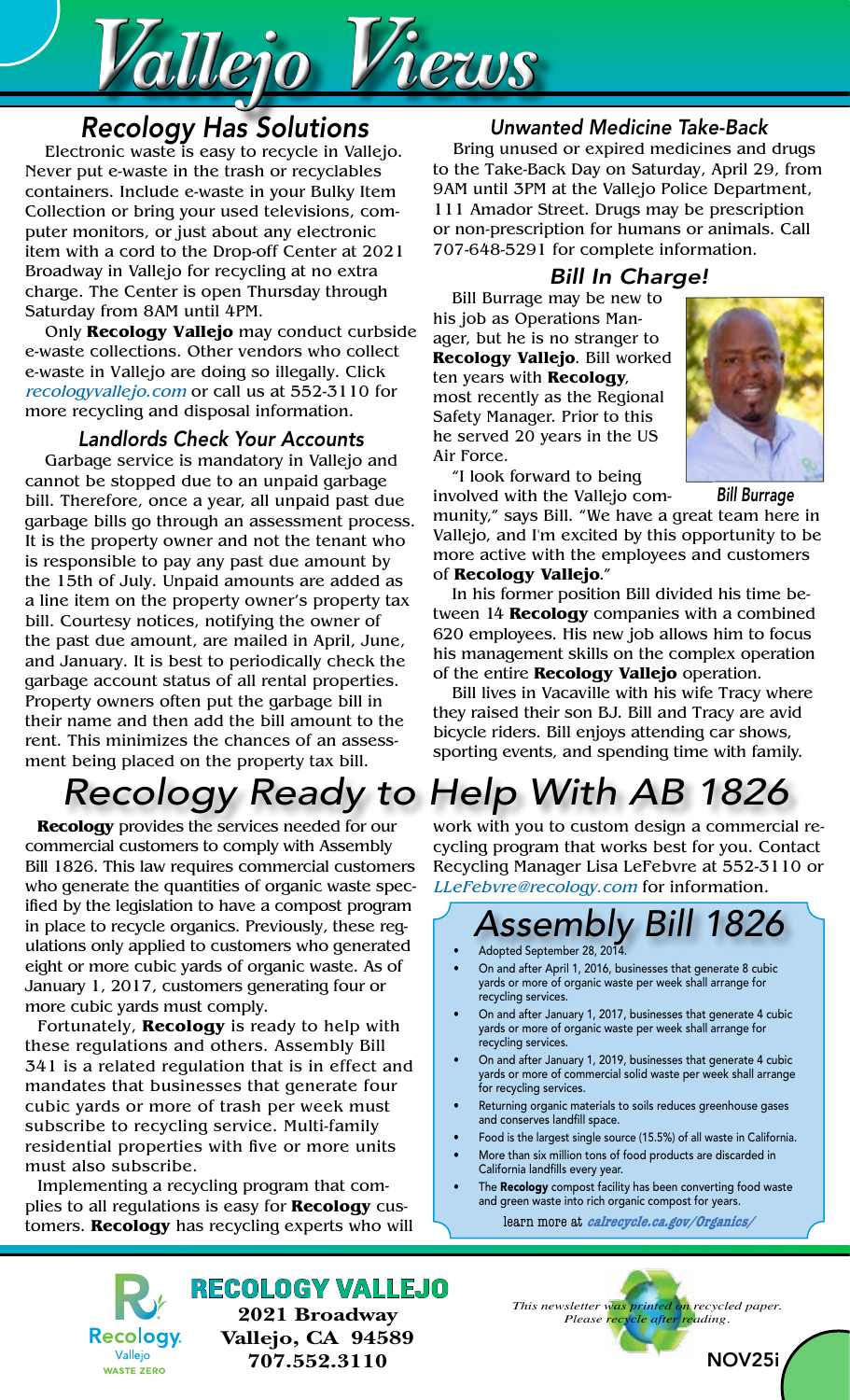# Vallejo Views

## Recology Has Solutions

Electronic waste is easy to recycle in Vallejo. Never put e-waste in the trash or recyclables containers. Include e-waste in your Bulky Item Collection or bring your used televisions, computer monitors, or just about any electronic item with a cord to the Drop-off Center at 2021 Broadway in Vallejo for recycling at no extra charge. The Center is open Thursday through Saturday from 8AM until 4PM.

Only **Recology Vallejo** may conduct curbside e-waste collections. Other vendors who collect e-waste in Vallejo are doing so illegally. Click *recologyvallejo.com* or call us at 552-3110 for more recycling and disposal information.

### Landlords Check Your Accounts

Garbage service is mandatory in Vallejo and cannot be stopped due to an unpaid garbage bill. Therefore, once a year, all unpaid past due garbage bills go through an assessment process. It is the property owner and not the tenant who is responsible to pay any past due amount by the 15th of July. Unpaid amounts are added as a line item on the property owner's property tax bill. Courtesy notices, notifying the owner of the past due amount, are mailed in April, June, and January. It is best to periodically check the garbage account status of all rental properties. Property owners often put the garbage bill in their name and then add the bill amount to the rent. This minimizes the chances of an assessment being placed on the property tax bill.

### Unwanted Medicine Take-Back

Bring unused or expired medicines and drugs to the Take-Back Day on Saturday, April 29, from 9AM until 3PM at the Vallejo Police Department, 111 Amador Street. Drugs may be prescription or non-prescription for humans or animals. Call 707-648-5291 for complete information.

### Bill In Charge!

Bill Burrage may be new to his job as Operations Manager, but he is no stranger to **Recology Vallejo**. Bill worked ten years with **Recology**, most recently as the Regional Safety Manager. Prior to this he served 20 years in the US Air Force.

*Bill Burrage*

"I look forward to being involved with the Vallejo community," says Bill. "We have a great team here in Vallejo, and I'm excited by this opportunity to be more active with the employees and customers of **Recology Vallejo**."

In his former position Bill divided his time between 14 **Recology** companies with a combined 620 employees. His new job allows him to focus his management skills on the complex operation of the entire **Recology Vallejo** operation.

Bill lives in Vacaville with his wife Tracy where they raised their son BJ. Bill and Tracy are avid bicycle riders. Bill enjoys attending car shows, sporting events, and spending time with family.

## Recology Ready to Help With AB 1826

**Recology** provides the services needed for our commercial customers to comply with Assembly Bill 1826. This law requires commercial customers who generate the quantities of organic waste specified by the legislation to have a compost program in place to recycle organics. Previously, these regulations only applied to customers who generated eight or more cubic yards of organic waste. As of January 1, 2017, customers generating four or more cubic yards must comply.

Fortunately, **Recology** is ready to help with these regulations and others. Assembly Bill 341 is a related regulation that is in effect and mandates that businesses that generate four cubic yards or more of trash per week must subscribe to recycling service. Multi-family residential properties with five or more units must also subscribe.

Implementing a recycling program that complies to all regulations is easy for **Recology** customers. **Recology** has recycling experts who will work with you to custom design a commercial recycling program that works best for you. Contact Recycling Manager Lisa LeFebvre at 552-3110 or *LLeFebvre@recology.com* for information.

### Assembly Bill 1826

- Adopted September 28, 2014.
- On and after April 1, 2016, businesses that generate 8 cubic yards or more of organic waste per week shall arrange for recycling services.
- On and after January 1, 2017, businesses that generate 4 cubic yards or more of organic waste per week shall arrange for recycling services.
- On and after January 1, 2019, businesses that generate 4 cubic yards or more of commercial solid waste per week shall arrange for recycling services.
- Returning organic materials to soils reduces greenhouse gases and conserves landfill space.
- Food is the largest single source (15.5%) of all waste in California.
- More than six million tons of food products are discarded in California landfills every year.
- The **Recology** compost facility has been converting food waste and green waste into rich organic compost for years.

learn more at *calrecycle.ca.gov/Organics/*

**RECOLOGY VALLEJO**
**2021 Broadway**
**Vallejo, CA 94589**
**707.552.3110**

*This newsletter was printed on recycled paper. Please recycle after reading.*

NOV25i